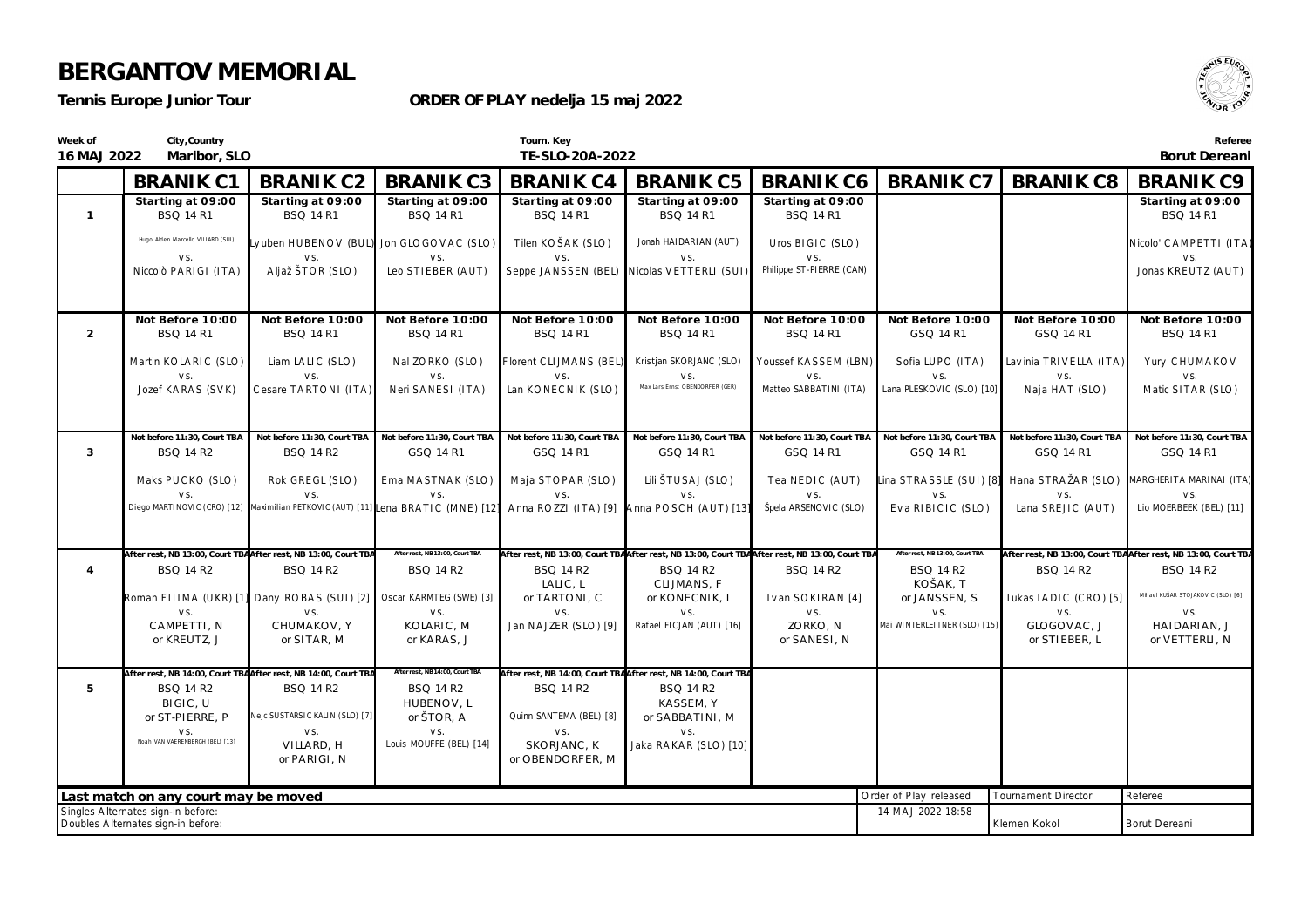# BERGANTOV MEMORIAL

**Tennis Europe Junior Tour** **ORDER OF PLAY nedelja 15 maj 2022**

| Week of | City,Country | Tourn. Key | Referee |
|---|---|---|---|
| 16 MAJ 2022 | Maribor, SLO | TE-SLO-20A-2022 | Borut Dereani |

| | BRANIK C1 | BRANIK C2 | BRANIK C3 | BRANIK C4 | BRANIK C5 | BRANIK C6 | BRANIK C7 | BRANIK C8 | BRANIK C9 |
|---|---|---|---|---|---|---|---|---|---|
| 1 | Starting at 09:00<br>BSQ 14 R1<br><br>Hugo Alden Marcello VILLARD (SUI)<br>vs.<br>Niccolò PARIGI (ITA) | Starting at 09:00<br>BSQ 14 R1<br><br>Lyuben HUBENOV (BUL)<br>vs.<br>Aljaž ŠTOR (SLO) | Starting at 09:00<br>BSQ 14 R1<br><br>Jon GLOGOVAC (SLO)<br>vs.<br>Leo STIEBER (AUT) | Starting at 09:00<br>BSQ 14 R1<br><br>Tilen KOŠAK (SLO)<br>vs.<br>Seppe JANSSEN (BEL) | Starting at 09:00<br>BSQ 14 R1<br><br>Jonah HAIDARIAN (AUT)<br>vs.<br>Nicolas VETTERLI (SUI) | Starting at 09:00<br>BSQ 14 R1<br><br>Uros BIGIC (SLO)<br>vs.<br>Philippe ST-PIERRE (CAN) | | | Starting at 09:00<br>BSQ 14 R1<br><br>Nicolo' CAMPETTI (ITA)<br>vs.<br>Jonas KREUTZ (AUT) |
| 2 | Not Before 10:00<br>BSQ 14 R1<br><br>Martin KOLARIC (SLO)<br>vs.<br>Jozef KARAS (SVK) | Not Before 10:00<br>BSQ 14 R1<br><br>Liam LALIC (SLO)<br>vs.<br>Cesare TARTONI (ITA) | Not Before 10:00<br>BSQ 14 R1<br><br>Nal ZORKO (SLO)<br>vs.<br>Neri SANESI (ITA) | Not Before 10:00<br>BSQ 14 R1<br><br>Florent CLIJMANS (BEL)<br>vs.<br>Lan KONECNIK (SLO) | Not Before 10:00<br>BSQ 14 R1<br><br>Kristjan SKORJANC (SLO)<br>vs.<br>Max Lars Ernst OBENDORFER (GER) | Not Before 10:00<br>BSQ 14 R1<br><br>Youssef KASSEM (LBN)<br>vs.<br>Matteo SABBATINI (ITA) | Not Before 10:00<br>GSQ 14 R1<br><br>Sofia LUPO (ITA)<br>vs.<br>Lana PLESKOVIC (SLO) [10] | Not Before 10:00<br>GSQ 14 R1<br><br>Lavinia TRIVELLA (ITA)<br>vs.<br>Naja HAT (SLO) | Not Before 10:00<br>BSQ 14 R1<br><br>Yury CHUMAKOV<br>vs.<br>Matic SITAR (SLO) |
| 3 | Not before 11:30, Court TBA<br>BSQ 14 R2<br><br>Maks PUCKO (SLO)<br>vs.<br>Diego MARTINOVIC (CRO) [12] | Not before 11:30, Court TBA<br>BSQ 14 R2<br><br>Rok GREGL (SLO)<br>vs.<br>Maximilian PETKOVIC (AUT) [11] | Not before 11:30, Court TBA<br>GSQ 14 R1<br><br>Ema MASTNAK (SLO)<br>vs.<br>Lena BRATIC (MNE) [12] | Not before 11:30, Court TBA<br>GSQ 14 R1<br><br>Maja STOPAR (SLO)<br>vs.<br>Anna ROZZI (ITA) [9] | Not before 11:30, Court TBA<br>GSQ 14 R1<br><br>Lili ŠTUSAJ (SLO)<br>vs.<br>Anna POSCH (AUT) [13] | Not before 11:30, Court TBA<br>GSQ 14 R1<br><br>Tea NEDIC (AUT)<br>vs.<br>Špela ARSENOVIC (SLO) | Not before 11:30, Court TBA<br>GSQ 14 R1<br><br>Lina STRASSLE (SUI) [8]<br>vs.<br>Eva RIBICIC (SLO) | Not before 11:30, Court TBA<br>GSQ 14 R1<br><br>Hana STRAŽAR (SLO)<br>vs.<br>Lana SREJIC (AUT) | Not before 11:30, Court TBA<br>GSQ 14 R1<br><br>MARGHERITA MARINAI (ITA)<br>vs.<br>Lio MOERBEEK (BEL) [11] |
| 4 | After rest, NB 13:00, Court TBA<br>BSQ 14 R2<br><br>Roman FILIMA (UKR) [1]<br>vs.<br>CAMPETTI, N<br>or KREUTZ, J | After rest, NB 13:00, Court TBA<br>BSQ 14 R2<br><br>Dany ROBAS (SUI) [2]<br>vs.<br>CHUMAKOV, Y<br>or SITAR, M | After rest, NB 13:00, Court TBA<br>BSQ 14 R2<br><br>Oscar KARMTEG (SWE) [3]<br>vs.<br>KOLARIC, M<br>or KARAS, J | After rest, NB 13:00, Court TBA<br>BSQ 14 R2<br>LALIC, L<br>or TARTONI, C<br>vs.<br>Jan NAJZER (SLO) [9] | After rest, NB 13:00, Court TBA<br>BSQ 14 R2<br>CLIJMANS, F<br>or KONECNIK, L<br>vs.<br>Rafael FICJAN (AUT) [16] | After rest, NB 13:00, Court TBA<br>BSQ 14 R2<br><br>Ivan SOKIRAN [4]<br>vs.<br>ZORKO, N<br>or SANESI, N | After rest, NB 13:00, Court TBA<br>BSQ 14 R2<br>KOŠAK, T<br>or JANSSEN, S<br>vs.<br>Mai WINTERLEITNER (SLO) [15] | After rest, NB 13:00, Court TBA<br>BSQ 14 R2<br><br>Lukas LADIC (CRO) [5]<br>vs.<br>GLOGOVAC, J<br>or STIEBER, L | After rest, NB 13:00, Court TBA<br>BSQ 14 R2<br><br>Mihael KUŠAR STOJAKOVIC (SLO) [6]<br>vs.<br>HAIDARIAN, J<br>or VETTERLI, N |
| 5 | After rest, NB 14:00, Court TBA<br>BSQ 14 R2<br>BIGIC, U<br>or ST-PIERRE, P<br>vs.<br>Noah VAN VAERENBERGH (BEL) [13] | After rest, NB 14:00, Court TBA<br>BSQ 14 R2<br><br>Nejc SUSTARSIC KALIN (SLO) [7]<br>vs.<br>VILLARD, H<br>or PARIGI, N | After rest, NB 14:00, Court TBA<br>BSQ 14 R2<br>HUBENOV, L<br>or ŠTOR, A<br>vs.<br>Louis MOUFFE (BEL) [14] | After rest, NB 14:00, Court TBA<br>BSQ 14 R2<br><br>Quinn SANTEMA (BEL) [8]<br>vs.<br>SKORJANC, K<br>or OBENDORFER, M | After rest, NB 14:00, Court TBA<br>BSQ 14 R2<br>KASSEM, Y<br>or SABBATINI, M<br>vs.<br>Jaka RAKAR (SLO) [10] | | | | |

**Last match on any court may be moved**

Singles Alternates sign-in before:
Doubles Alternates sign-in before:

| Order of Play released | Tournament Director | Referee |
|---|---|---|
| 14 MAJ 2022 18:58 | Klemen Kokol | Borut Dereani |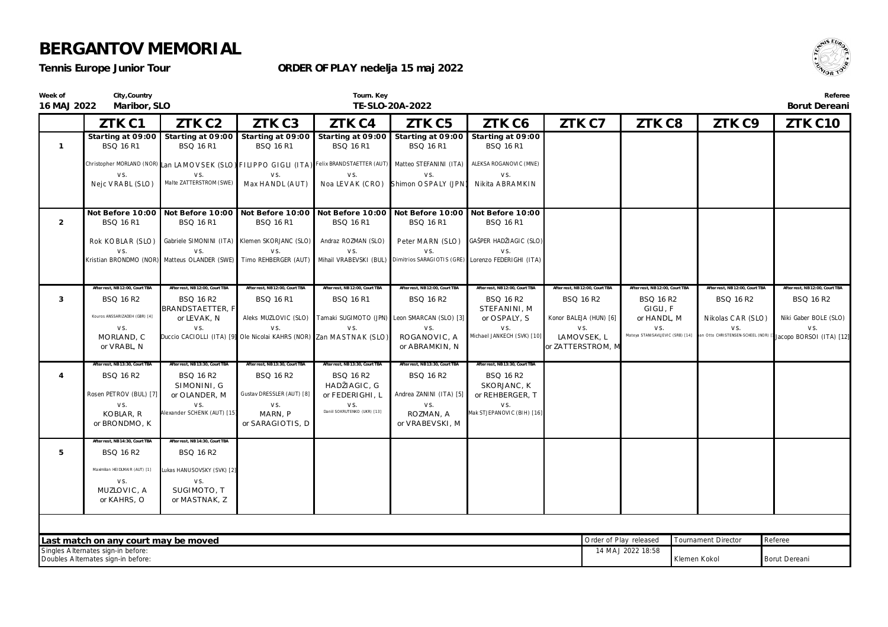# BERGANTOV MEMORIAL

**Tennis Europe Junior Tour** **ORDER OF PLAY nedelja 15 maj 2022**

| Week of | City,Country | Tourn. Key | Referee |
|---|---|---|---|
| 16 MAJ 2022 | Maribor, SLO | TE-SLO-20A-2022 | Borut Dereani |

| | ZTK C1 | ZTK C2 | ZTK C3 | ZTK C4 | ZTK C5 | ZTK C6 | ZTK C7 | ZTK C8 | ZTK C9 | ZTK C10 |
|---|---|---|---|---|---|---|---|---|---|---|
| 1 | Starting at 09:00<br>BSQ 16 R1<br>Christopher MORLAND (NOR)<br>vs.<br>Nejc VRABL (SLO) | Starting at 09:00<br>BSQ 16 R1<br>Lan LAMOVSEK (SLO)<br>vs.<br>Malte ZATTERSTROM (SWE) | Starting at 09:00<br>BSQ 16 R1<br>FILIPPO GIGLI (ITA)<br>vs.<br>Max HANDL (AUT) | Starting at 09:00<br>BSQ 16 R1<br>Felix BRANDSTAETTER (AUT)<br>vs.<br>Noa LEVAK (CRO) | Starting at 09:00<br>BSQ 16 R1<br>Matteo STEFANINI (ITA)<br>vs.<br>Shimon OSPALY (JPN) | Starting at 09:00<br>BSQ 16 R1<br>ALEKSA ROGANOVIC (MNE)<br>vs.<br>Nikita ABRAMKIN | | | | |
| 2 | Not Before 10:00<br>BSQ 16 R1<br>Rok KOBLAR (SLO)<br>vs.<br>Kristian BRONDMO (NOR) | Not Before 10:00<br>BSQ 16 R1<br>Gabriele SIMONINI (ITA)<br>vs.<br>Matteus OLANDER (SWE) | Not Before 10:00<br>BSQ 16 R1<br>Klemen SKORJANC (SLO)<br>vs.<br>Timo REHBERGER (AUT) | Not Before 10:00<br>BSQ 16 R1<br>Andraz ROZMAN (SLO)<br>vs.<br>Mihail VRABEVSKI (BUL) | Not Before 10:00<br>BSQ 16 R1<br>Peter MARN (SLO)<br>vs.<br>Dimitrios SARAGIOTIS (GRE) | Not Before 10:00<br>BSQ 16 R1<br>GAŠPER HADŽIAGIC (SLO)<br>vs.<br>Lorenzo FEDERIGHI (ITA) | | | | |
| 3 | After rest, NB 12:00, Court TBA<br>BSQ 16 R2<br>Kouros ANSSARIZADEH (GBR) [4]<br>vs.<br>MORLAND, C<br>or VRABL, N | After rest, NB 12:00, Court TBA<br>BSQ 16 R2<br>BRANDSTAETTER, F<br>or LEVAK, N<br>vs.<br>Duccio CACIOLLI (ITA) [9] | After rest, NB 12:00, Court TBA<br>BSQ 16 R1<br>Aleks MUZLOVIC (SLO)<br>vs.<br>Ole Nicolai KAHRS (NOR) | After rest, NB 12:00, Court TBA<br>BSQ 16 R1<br>Tamaki SUGIMOTO (JPN)<br>vs.<br>Zan MASTNAK (SLO) | After rest, NB 12:00, Court TBA<br>BSQ 16 R2<br>Leon SMARCAN (SLO) [3]<br>vs.<br>ROGANOVIC, A<br>or ABRAMKIN, N | After rest, NB 12:00, Court TBA<br>BSQ 16 R2<br>STEFANINI, M<br>or OSPALY, S<br>vs.<br>Michael JANKECH (SVK) [10] | After rest, NB 12:00, Court TBA<br>BSQ 16 R2<br>Konor BALEJA (HUN) [6]<br>vs.<br>LAMOVSEK, L<br>or ZATTERSTROM, M | After rest, NB 12:00, Court TBA<br>BSQ 16 R2<br>GIGLI, F<br>or HANDL, M<br>vs.<br>Mateya STANISAVLJEVIC (SRB) [14] | After rest, NB 12:00, Court TBA<br>BSQ 16 R2<br>Nikolas CAR (SLO)<br>vs.<br>...an Otto CHRISTENSEN-SCHEEL (NOR) [... | After rest, NB 12:00, Court TBA<br>BSQ 16 R2<br>Niki Gaber BOLE (SLO)<br>vs.<br>Jacopo BORSOI (ITA) [12] |
| 4 | After rest, NB 13:30, Court TBA<br>BSQ 16 R2<br>Rosen PETROV (BUL) [7]<br>vs.<br>KOBLAR, R<br>or BRONDMO, K | After rest, NB 13:30, Court TBA<br>BSQ 16 R2<br>SIMONINI, G<br>or OLANDER, M<br>vs.<br>Alexander SCHENK (AUT) [15] | After rest, NB 13:30, Court TBA<br>BSQ 16 R2<br>Gustav DRESSLER (AUT) [8]<br>vs.<br>MARN, P<br>or SARAGIOTIS, D | After rest, NB 13:30, Court TBA<br>BSQ 16 R2<br>HADŽIAGIC, G<br>or FEDERIGHI, L<br>vs.<br>Daniil SOKRUTENKO (UKR) [13] | After rest, NB 13:30, Court TBA<br>BSQ 16 R2<br>Andrea ZANINI (ITA) [5]<br>vs.<br>ROZMAN, A<br>or VRABEVSKI, M | After rest, NB 13:30, Court TBA<br>BSQ 16 R2<br>SKORJANC, K<br>or REHBERGER, T<br>vs.<br>Mak STJEPANOVIC (BIH) [16] | | | | |
| 5 | After rest, NB 14:30, Court TBA<br>BSQ 16 R2<br>Maximilian HEIDLMAIR (AUT) [1]<br>vs.<br>MUZLOVIC, A<br>or KAHRS, O | After rest, NB 14:30, Court TBA<br>BSQ 16 R2<br>Lukas HANUSOVSKY (SVK) [2]<br>vs.<br>SUGIMOTO, T<br>or MASTNAK, Z | | | | | | | | |

**Last match on any court may be moved**

Singles Alternates sign-in before:
Doubles Alternates sign-in before:

| Order of Play released | Tournament Director | Referee |
|---|---|---|
| 14 MAJ 2022 18:58 | Klemen Kokol | Borut Dereani |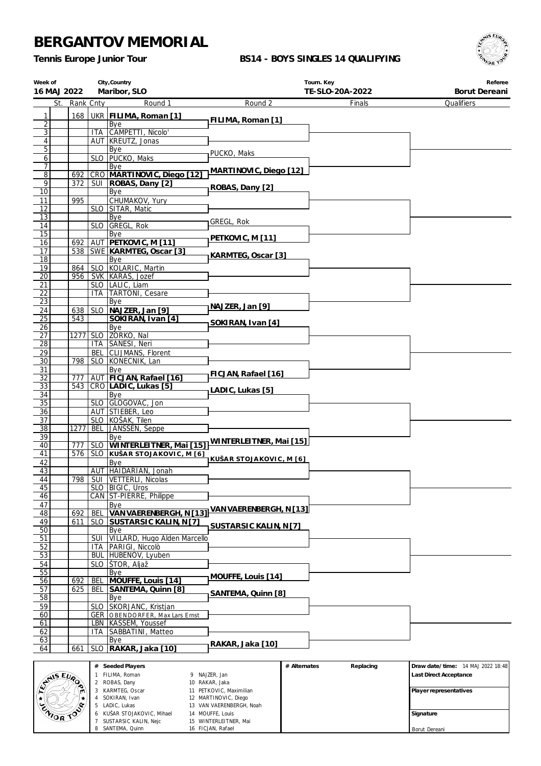# BERGANTOV MEMORIAL

**Tennis Europe Junior Tour**

**BS14 - BOYS SINGLES 14 QUALIFYING**

| Week of | City,Country | Tourn. Key | Referee |
|---|---|---|---|
| 16 MAJ 2022 | Maribor, SLO | TE-SLO-20A-2022 | Borut Dereani |

| # | St. | Rank | Cnty | Round 1 | Round 2 | Finals | Qualifiers |
|---|---|---|---|---|---|---|---|
| 1 | | 168 | UKR | **FILIMA, Roman [1]** | FILIMA, Roman [1] | | |
| 2 | | | | Bye | | | |
| 3 | | | ITA | CAMPETTI, Nicolo' | | | |
| 4 | | | AUT | KREUTZ, Jonas | | | |
| 5 | | | | Bye | PUCKO, Maks | | |
| 6 | | | SLO | PUCKO, Maks | | | |
| 7 | | | | Bye | MARTINOVIC, Diego [12] | | |
| 8 | | 692 | CRO | **MARTINOVIC, Diego [12]** | | | |
| 9 | | 372 | SUI | **ROBAS, Dany [2]** | ROBAS, Dany [2] | | |
| 10 | | | | Bye | | | |
| 11 | | 995 | | CHUMAKOV, Yury | | | |
| 12 | | | SLO | SITAR, Matic | | | |
| 13 | | | | Bye | GREGL, Rok | | |
| 14 | | | SLO | GREGL, Rok | | | |
| 15 | | | | Bye | PETKOVIC, M [11] | | |
| 16 | | 692 | AUT | **PETKOVIC, M [11]** | | | |
| 17 | | 538 | SWE | **KARMTEG, Oscar [3]** | KARMTEG, Oscar [3] | | |
| 18 | | | | Bye | | | |
| 19 | | 864 | SLO | KOLARIC, Martin | | | |
| 20 | | 956 | SVK | KARAS, Jozef | | | |
| 21 | | | SLO | LALIC, Liam | | | |
| 22 | | | ITA | TARTONI, Cesare | | | |
| 23 | | | | Bye | NAJZER, Jan [9] | | |
| 24 | | 638 | SLO | **NAJZER, Jan [9]** | | | |
| 25 | | 543 | | **SOKIRAN, Ivan [4]** | SOKIRAN, Ivan [4] | | |
| 26 | | | | Bye | | | |
| 27 | | 1277 | SLO | ZORKO, Nal | | | |
| 28 | | | ITA | SANESI, Neri | | | |
| 29 | | | BEL | CLIJMANS, Florent | | | |
| 30 | | 798 | SLO | KONECNIK, Lan | | | |
| 31 | | | | Bye | FICJAN, Rafael [16] | | |
| 32 | | 777 | AUT | **FICJAN, Rafael [16]** | | | |
| 33 | | 543 | CRO | **LADIC, Lukas [5]** | LADIC, Lukas [5] | | |
| 34 | | | | Bye | | | |
| 35 | | | SLO | GLOGOVAC, Jon | | | |
| 36 | | | AUT | STIEBER, Leo | | | |
| 37 | | | SLO | KOŠAK, Tilen | | | |
| 38 | | 1277 | BEL | JANSSEN, Seppe | | | |
| 39 | | | | Bye | WINTERLEITNER, Mai [15] | | |
| 40 | | 777 | SLO | **WINTERLEITNER, Mai [15]** | | | |
| 41 | | 576 | SLO | **KUŠAR STOJAKOVIC, M [6]** | KUŠAR STOJAKOVIC, M [6] | | |
| 42 | | | | Bye | | | |
| 43 | | | AUT | HAIDARIAN, Jonah | | | |
| 44 | | 798 | SUI | VETTERLI, Nicolas | | | |
| 45 | | | SLO | BIGIC, Uros | | | |
| 46 | | | CAN | ST-PIERRE, Philippe | | | |
| 47 | | | | Bye | VAN VAERENBERGH, N [13] | | |
| 48 | | 692 | BEL | **VAN VAERENBERGH, N [13]** | | | |
| 49 | | 611 | SLO | **SUSTARSIC KALIN, N [7]** | SUSTARSIC KALIN, N [7] | | |
| 50 | | | | Bye | | | |
| 51 | | | SUI | VILLARD, Hugo Alden Marcello | | | |
| 52 | | | ITA | PARIGI, Niccolò | | | |
| 53 | | | BUL | HUBENOV, Lyuben | | | |
| 54 | | | SLO | ŠTOR, Aljaž | | | |
| 55 | | | | Bye | MOUFFE, Louis [14] | | |
| 56 | | 692 | BEL | **MOUFFE, Louis [14]** | | | |
| 57 | | 625 | BEL | **SANTEMA, Quinn [8]** | SANTEMA, Quinn [8] | | |
| 58 | | | | Bye | | | |
| 59 | | | SLO | SKORJANC, Kristjan | | | |
| 60 | | | GER | OBENDORFER, Max Lars Ernst | | | |
| 61 | | | LBN | KASSEM, Youssef | | | |
| 62 | | | ITA | SABBATINI, Matteo | | | |
| 63 | | | | Bye | RAKAR, Jaka [10] | | |
| 64 | | 661 | SLO | **RAKAR, Jaka [10]** | | | |

| # | Seeded Players | # | Seeded Players |
|---|---|---|---|
| 1 | FILIMA, Roman | 9 | NAJZER, Jan |
| 2 | ROBAS, Dany | 10 | RAKAR, Jaka |
| 3 | KARMTEG, Oscar | 11 | PETKOVIC, Maximilian |
| 4 | SOKIRAN, Ivan | 12 | MARTINOVIC, Diego |
| 5 | LADIC, Lukas | 13 | VAN VAERENBERGH, Noah |
| 6 | KUŠAR STOJAKOVIC, Mihael | 14 | MOUFFE, Louis |
| 7 | SUSTARSIC KALIN, Nejc | 15 | WINTERLEITNER, Mai |
| 8 | SANTEMA, Quinn | 16 | FICJAN, Rafael |

| # Alternates | Replacing |
|---|---|
| | |

**Draw date/time:** 14 MAJ 2022 18:48

**Last Direct Acceptance**

**Player representatives**

**Signature**

Borut Dereani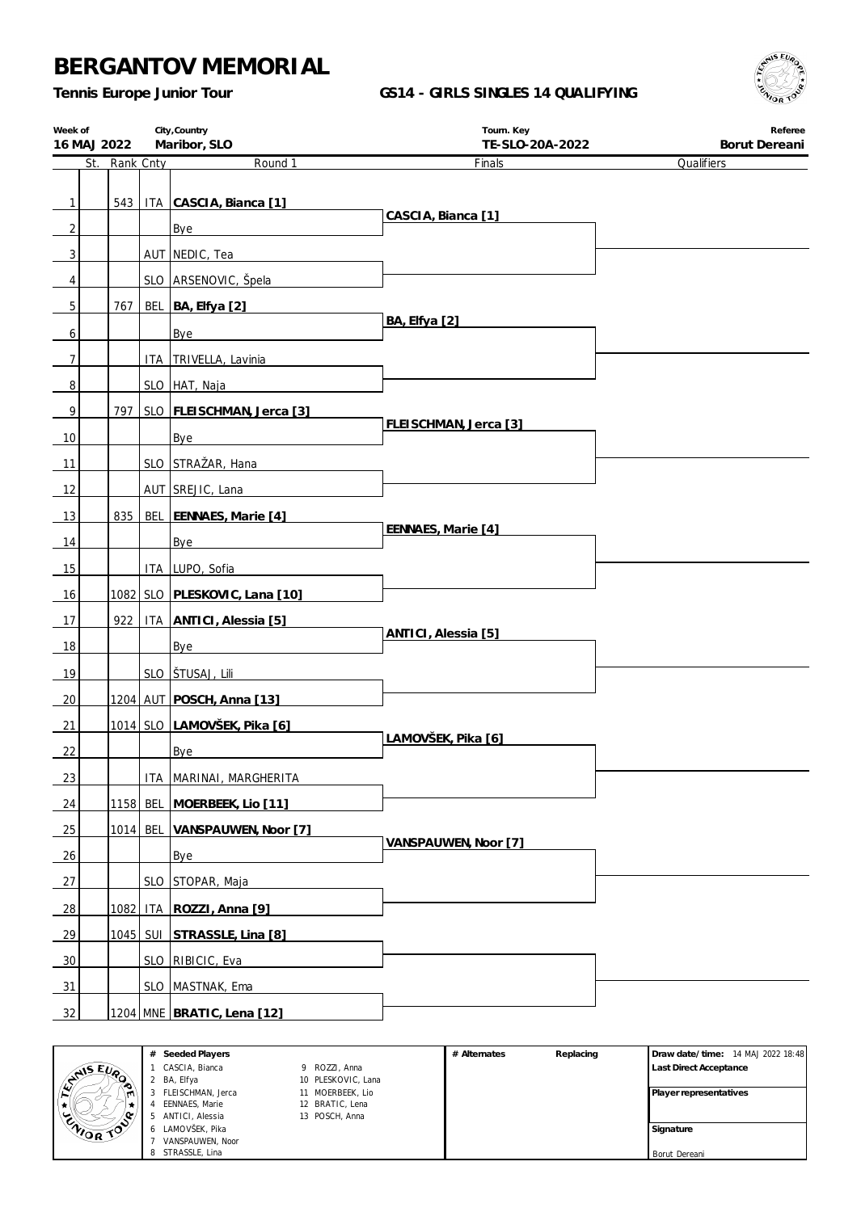# BERGANTOV MEMORIAL

**Tennis Europe Junior Tour**

**GS14 - GIRLS SINGLES 14 QUALIFYING**

| Week of | City,Country | Tourn. Key | Referee |
|---|---|---|---|
| 16 MAJ 2022 | Maribor, SLO | TE-SLO-20A-2022 | Borut Dereani |

| # | St. | Rank | Cnty | Round 1 | Finals | Qualifiers |
|---|---|---|---|---|---|---|
| 1 | | 543 | ITA | **CASCIA, Bianca [1]** | | |
| 2 | | | | Bye | CASCIA, Bianca [1] | |
| 3 | | | AUT | NEDIC, Tea | | |
| 4 | | | SLO | ARSENOVIC, Špela | | |
| 5 | | 767 | BEL | **BA, Elfya [2]** | | |
| 6 | | | | Bye | BA, Elfya [2] | |
| 7 | | | ITA | TRIVELLA, Lavinia | | |
| 8 | | | SLO | HAT, Naja | | |
| 9 | | 797 | SLO | **FLEISCHMAN, Jerca [3]** | | |
| 10 | | | | Bye | FLEISCHMAN, Jerca [3] | |
| 11 | | | SLO | STRAŽAR, Hana | | |
| 12 | | | AUT | SREJIC, Lana | | |
| 13 | | 835 | BEL | **EENNAES, Marie [4]** | | |
| 14 | | | | Bye | EENNAES, Marie [4] | |
| 15 | | | ITA | LUPO, Sofia | | |
| 16 | | 1082 | SLO | **PLESKOVIC, Lana [10]** | | |
| 17 | | 922 | ITA | **ANTICI, Alessia [5]** | | |
| 18 | | | | Bye | ANTICI, Alessia [5] | |
| 19 | | | SLO | ŠTUSAJ, Lili | | |
| 20 | | 1204 | AUT | **POSCH, Anna [13]** | | |
| 21 | | 1014 | SLO | **LAMOVŠEK, Pika [6]** | | |
| 22 | | | | Bye | LAMOVŠEK, Pika [6] | |
| 23 | | | ITA | MARINAI, MARGHERITA | | |
| 24 | | 1158 | BEL | **MOERBEEK, Lio [11]** | | |
| 25 | | 1014 | BEL | **VANSPAUWEN, Noor [7]** | | |
| 26 | | | | Bye | VANSPAUWEN, Noor [7] | |
| 27 | | | SLO | STOPAR, Maja | | |
| 28 | | 1082 | ITA | **ROZZI, Anna [9]** | | |
| 29 | | 1045 | SUI | **STRASSLE, Lina [8]** | | |
| 30 | | | SLO | RIBICIC, Eva | | |
| 31 | | | SLO | MASTNAK, Ema | | |
| 32 | | 1204 | MNE | **BRATIC, Lena [12]** | | |

| # | Seeded Players | # | Seeded Players |
|---|---|---|---|
| 1 | CASCIA, Bianca | 9 | ROZZI, Anna |
| 2 | BA, Elfya | 10 | PLESKOVIC, Lana |
| 3 | FLEISCHMAN, Jerca | 11 | MOERBEEK, Lio |
| 4 | EENNAES, Marie | 12 | BRATIC, Lena |
| 5 | ANTICI, Alessia | 13 | POSCH, Anna |
| 6 | LAMOVŠEK, Pika | | |
| 7 | VANSPAUWEN, Noor | | |
| 8 | STRASSLE, Lina | | |

**# Alternates** | **Replacing**

**Draw date/time:** 14 MAJ 2022 18:48

**Last Direct Acceptance**

**Player representatives**

**Signature**

Borut Dereani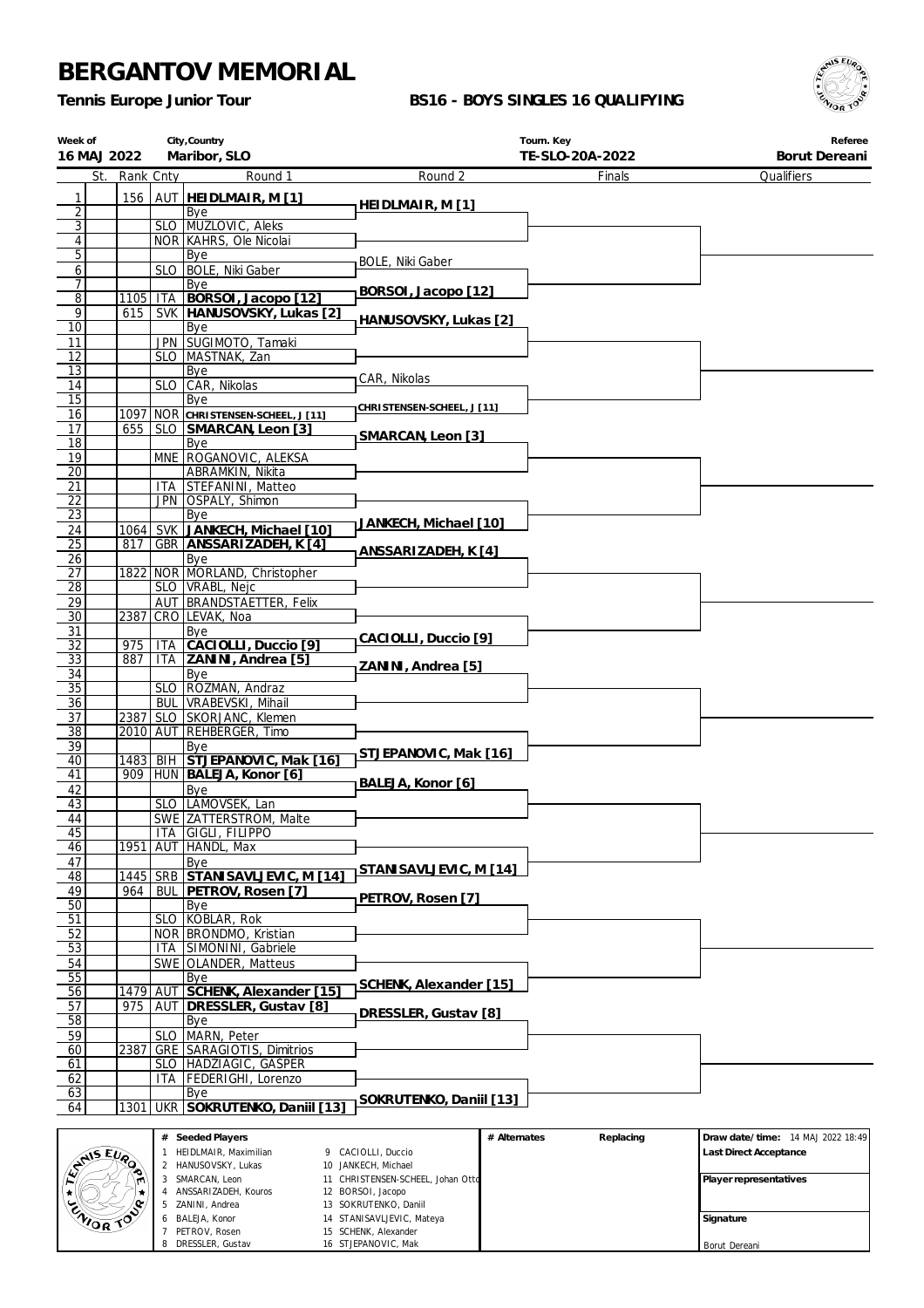# BERGANTOV MEMORIAL

**Tennis Europe Junior Tour**

**BS16 - BOYS SINGLES 16 QUALIFYING**

| Week of | City,Country | Tourn. Key | Referee |
|---|---|---|---|
| 16 MAJ 2022 | Maribor, SLO | TE-SLO-20A-2022 | Borut Dereani |

| # | St. | Rank | Cnty | Round 1 | Round 2 | Finals | Qualifiers |
|---|---|---|---|---|---|---|---|
| 1 | | 156 | AUT | **HEIDLMAIR, M [1]** | **HEIDLMAIR, M [1]** | | |
| 2 | | | | Bye | | | |
| 3 | | | SLO | MUZLOVIC, Aleks | | | |
| 4 | | | NOR | KAHRS, Ole Nicolai | | | |
| 5 | | | | Bye | BOLE, Niki Gaber | | |
| 6 | | | SLO | BOLE, Niki Gaber | | | |
| 7 | | | | Bye | **BORSOI, Jacopo [12]** | | |
| 8 | | 1105 | ITA | **BORSOI, Jacopo [12]** | | | |
| 9 | | 615 | SVK | **HANUSOVSKY, Lukas [2]** | **HANUSOVSKY, Lukas [2]** | | |
| 10 | | | | Bye | | | |
| 11 | | | JPN | SUGIMOTO, Tamaki | | | |
| 12 | | | SLO | MASTNAK, Zan | | | |
| 13 | | | | Bye | CAR, Nikolas | | |
| 14 | | | SLO | CAR, Nikolas | | | |
| 15 | | | | Bye | **CHRISTENSEN-SCHEEL, J [11]** | | |
| 16 | | 1097 | NOR | **CHRISTENSEN-SCHEEL, J [11]** | | | |
| 17 | | 655 | SLO | **SMARCAN, Leon [3]** | **SMARCAN, Leon [3]** | | |
| 18 | | | | Bye | | | |
| 19 | | | MNE | ROGANOVIC, ALEKSA | | | |
| 20 | | | | ABRAMKIN, Nikita | | | |
| 21 | | | ITA | STEFANINI, Matteo | | | |
| 22 | | | JPN | OSPALY, Shimon | | | |
| 23 | | | | Bye | **JANKECH, Michael [10]** | | |
| 24 | | 1064 | SVK | **JANKECH, Michael [10]** | | | |
| 25 | | 817 | GBR | **ANSSARIZADEH, K [4]** | **ANSSARIZADEH, K [4]** | | |
| 26 | | | | Bye | | | |
| 27 | | 1822 | NOR | MORLAND, Christopher | | | |
| 28 | | | SLO | VRABL, Nejc | | | |
| 29 | | | AUT | BRANDSTAETTER, Felix | | | |
| 30 | | 2387 | CRO | LEVAK, Noa | | | |
| 31 | | | | Bye | **CACIOLLI, Duccio [9]** | | |
| 32 | | 975 | ITA | **CACIOLLI, Duccio [9]** | | | |
| 33 | | 887 | ITA | **ZANINI, Andrea [5]** | **ZANINI, Andrea [5]** | | |
| 34 | | | | Bye | | | |
| 35 | | | SLO | ROZMAN, Andraz | | | |
| 36 | | | BUL | VRABEVSKI, Mihail | | | |
| 37 | | 2387 | SLO | SKORJANC, Klemen | | | |
| 38 | | 2010 | AUT | REHBERGER, Timo | | | |
| 39 | | | | Bye | **STJEPANOVIC, Mak [16]** | | |
| 40 | | 1483 | BIH | **STJEPANOVIC, Mak [16]** | | | |
| 41 | | 909 | HUN | **BALEJA, Konor [6]** | **BALEJA, Konor [6]** | | |
| 42 | | | | Bye | | | |
| 43 | | | SLO | LAMOVSEK, Lan | | | |
| 44 | | | SWE | ZATTERSTROM, Malte | | | |
| 45 | | | ITA | GIGLI, FILIPPO | | | |
| 46 | | 1951 | AUT | HANDL, Max | | | |
| 47 | | | | Bye | **STANISAVLJEVIC, M [14]** | | |
| 48 | | 1445 | SRB | **STANISAVLJEVIC, M [14]** | | | |
| 49 | | 964 | BUL | **PETROV, Rosen [7]** | **PETROV, Rosen [7]** | | |
| 50 | | | | Bye | | | |
| 51 | | | SLO | KOBLAR, Rok | | | |
| 52 | | | NOR | BRONDMO, Kristian | | | |
| 53 | | | ITA | SIMONINI, Gabriele | | | |
| 54 | | | SWE | OLANDER, Matteus | | | |
| 55 | | | | Bye | **SCHENK, Alexander [15]** | | |
| 56 | | 1479 | AUT | **SCHENK, Alexander [15]** | | | |
| 57 | | 975 | AUT | **DRESSLER, Gustav [8]** | **DRESSLER, Gustav [8]** | | |
| 58 | | | | Bye | | | |
| 59 | | | SLO | MARN, Peter | | | |
| 60 | | 2387 | GRE | SARAGIOTIS, Dimitrios | | | |
| 61 | | | SLO | HADZIAGIC, GASPER | | | |
| 62 | | | ITA | FEDERIGHI, Lorenzo | | | |
| 63 | | | | Bye | **SOKRUTENKO, Daniil [13]** | | |
| 64 | | 1301 | UKR | **SOKRUTENKO, Daniil [13]** | | | |

| # | Seeded Players | # | Seeded Players |
|---|---|---|---|
| 1 | HEIDLMAIR, Maximilian | 9 | CACIOLLI, Duccio |
| 2 | HANUSOVSKY, Lukas | 10 | JANKECH, Michael |
| 3 | SMARCAN, Leon | 11 | CHRISTENSEN-SCHEEL, Johan Otto |
| 4 | ANSSARIZADEH, Kouros | 12 | BORSOI, Jacopo |
| 5 | ZANINI, Andrea | 13 | SOKRUTENKO, Daniil |
| 6 | BALEJA, Konor | 14 | STANISAVLJEVIC, Mateya |
| 7 | PETROV, Rosen | 15 | SCHENK, Alexander |
| 8 | DRESSLER, Gustav | 16 | STJEPANOVIC, Mak |

# Alternates | Replacing

Draw date/time: 14 MAJ 2022 18:49

Last Direct Acceptance

Player representatives

Signature

Borut Dereani